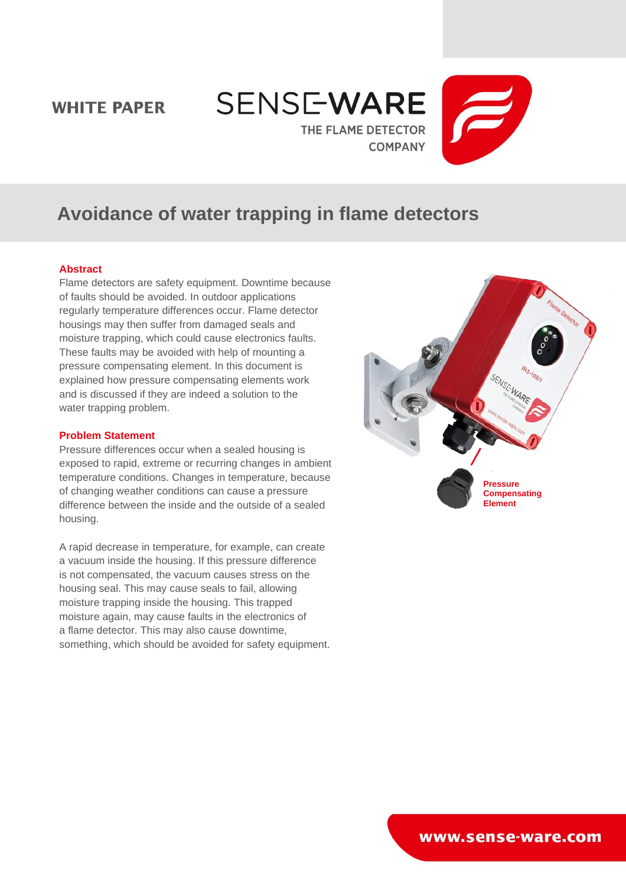WHITE PAPER

SENSE-WARE
THE FLAME DETECTOR COMPANY

# Avoidance of water trapping in flame detectors

## Abstract

Flame detectors are safety equipment. Downtime because of faults should be avoided. In outdoor applications regularly temperature differences occur. Flame detector housings may then suffer from damaged seals and moisture trapping, which could cause electronics faults. These faults may be avoided with help of mounting a pressure compensating element. In this document is explained how pressure compensating elements work and is discussed if they are indeed a solution to the water trapping problem.

## Problem Statement

Pressure differences occur when a sealed housing is exposed to rapid, extreme or recurring changes in ambient temperature conditions. Changes in temperature, because of changing weather conditions can cause a pressure difference between the inside and the outside of a sealed housing.

A rapid decrease in temperature, for example, can create a vacuum inside the housing. If this pressure difference is not compensated, the vacuum causes stress on the housing seal. This may cause seals to fail, allowing moisture trapping inside the housing. This trapped moisture again, may cause faults in the electronics of a flame detector. This may also cause downtime, something, which should be avoided for safety equipment.

Pressure Compensating Element

www.sense-ware.com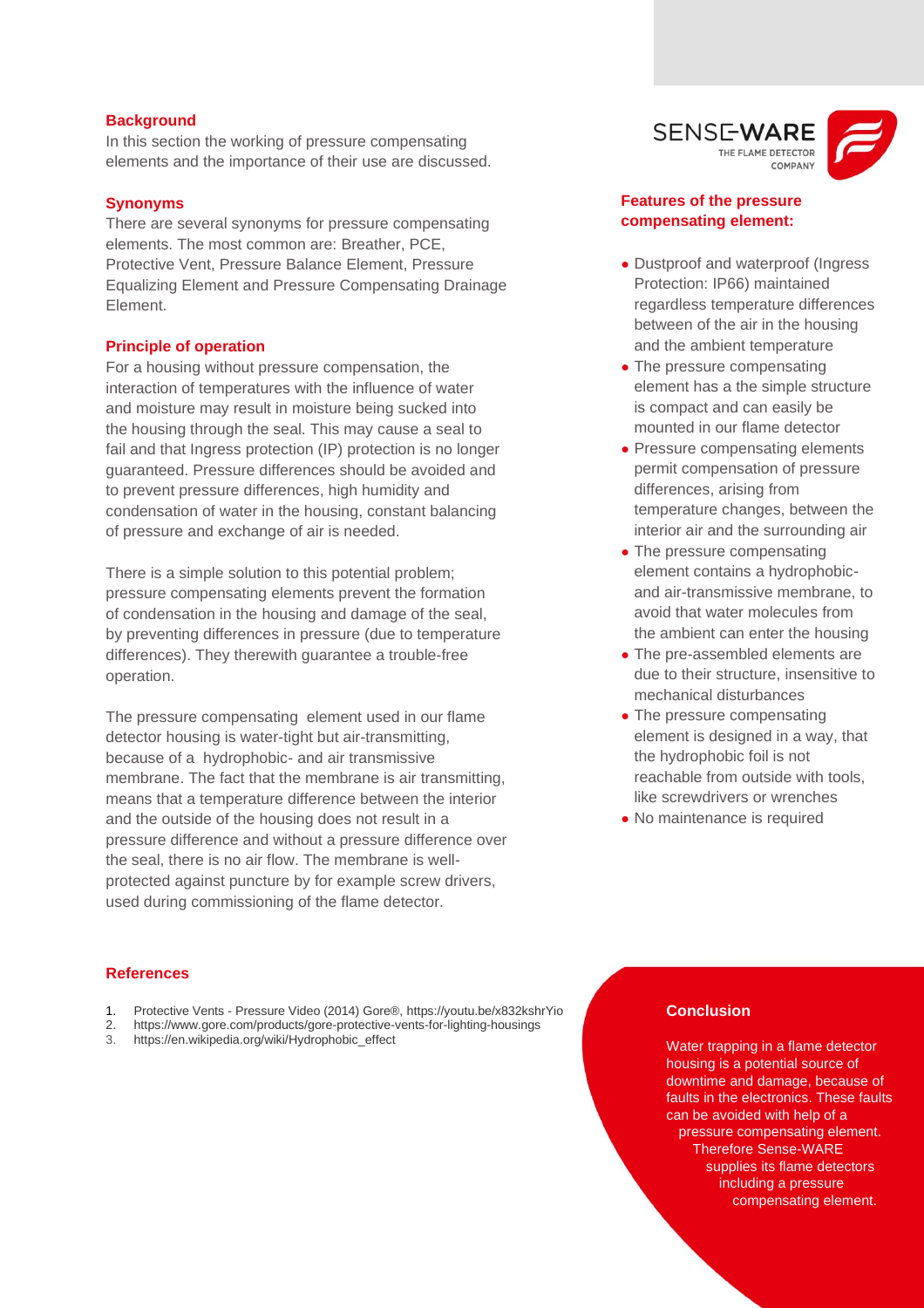## Background

In this section the working of pressure compensating elements and the importance of their use are discussed.

## Synonyms

There are several synonyms for pressure compensating elements. The most common are: Breather, PCE, Protective Vent, Pressure Balance Element, Pressure Equalizing Element and Pressure Compensating Drainage Element.

## Principle of operation

For a housing without pressure compensation, the interaction of temperatures with the influence of water and moisture may result in moisture being sucked into the housing through the seal. This may cause a seal to fail and that Ingress protection (IP) protection is no longer guaranteed. Pressure differences should be avoided and to prevent pressure differences, high humidity and condensation of water in the housing, constant balancing of pressure and exchange of air is needed.

There is a simple solution to this potential problem; pressure compensating elements prevent the formation of condensation in the housing and damage of the seal, by preventing differences in pressure (due to temperature differences). They therewith guarantee a trouble-free operation.

The pressure compensating element used in our flame detector housing is water-tight but air-transmitting, because of a hydrophobic- and air transmissive membrane. The fact that the membrane is air transmitting, means that a temperature difference between the interior and the outside of the housing does not result in a pressure difference and without a pressure difference over the seal, there is no air flow. The membrane is well-protected against puncture by for example screw drivers, used during commissioning of the flame detector.

SENSE-WARE
THE FLAME DETECTOR COMPANY

## Features of the pressure compensating element:

- Dustproof and waterproof (Ingress Protection: IP66) maintained regardless temperature differences between of the air in the housing and the ambient temperature
- The pressure compensating element has a the simple structure is compact and can easily be mounted in our flame detector
- Pressure compensating elements permit compensation of pressure differences, arising from temperature changes, between the interior air and the surrounding air
- The pressure compensating element contains a hydrophobic- and air-transmissive membrane, to avoid that water molecules from the ambient can enter the housing
- The pre-assembled elements are due to their structure, insensitive to mechanical disturbances
- The pressure compensating element is designed in a way, that the hydrophobic foil is not reachable from outside with tools, like screwdrivers or wrenches
- No maintenance is required

## References

1. Protective Vents - Pressure Video (2014) Gore®, https://youtu.be/x832kshrYio
2. https://www.gore.com/products/gore-protective-vents-for-lighting-housings
3. https://en.wikipedia.org/wiki/Hydrophobic_effect

## Conclusion

Water trapping in a flame detector housing is a potential source of downtime and damage, because of faults in the electronics. These faults can be avoided with help of a pressure compensating element. Therefore Sense-WARE supplies its flame detectors including a pressure compensating element.